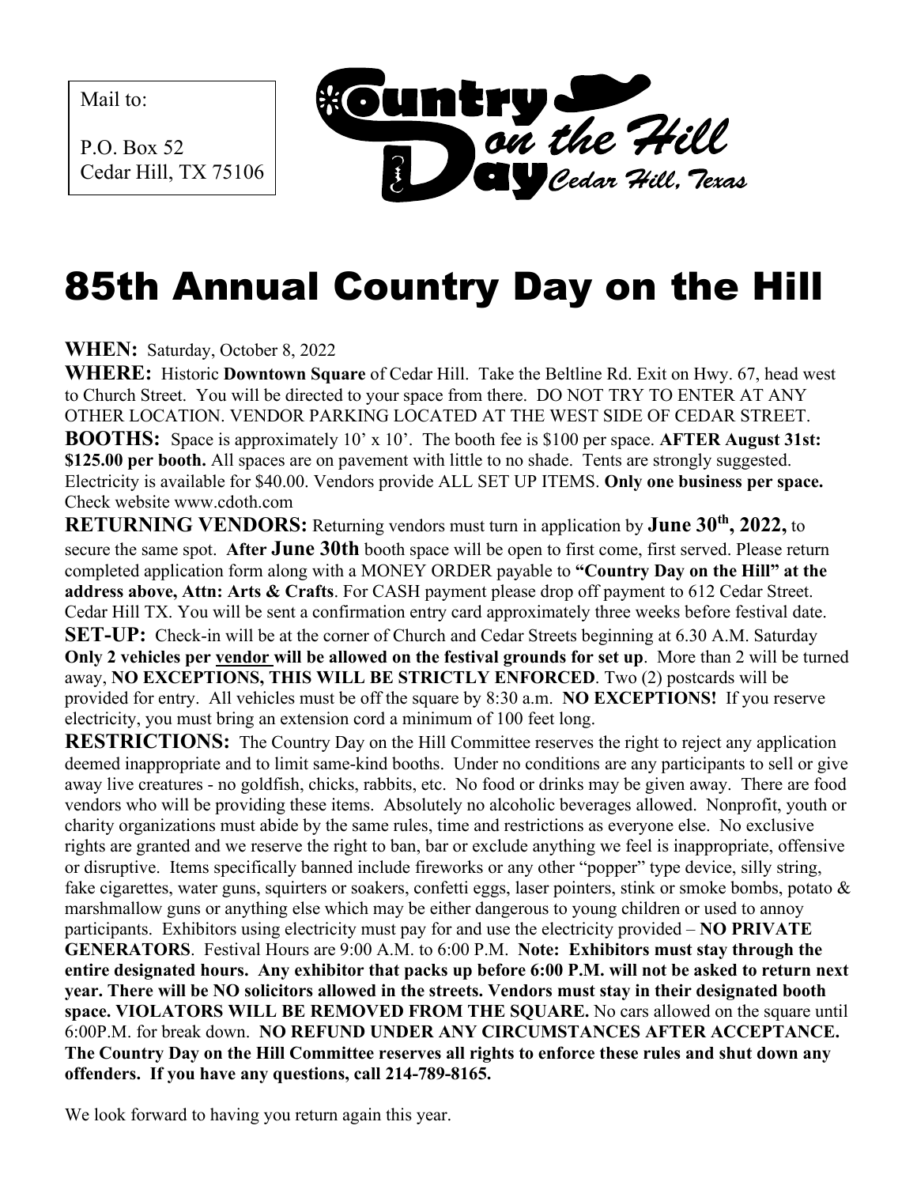Mail to:

P.O. Box 52
Cedar Hill, TX 75106

Country Day on the Hill
Cedar Hill, Texas

# 85th Annual Country Day on the Hill

**WHEN:** Saturday, October 8, 2022

**WHERE:** Historic **Downtown Square** of Cedar Hill. Take the Beltline Rd. Exit on Hwy. 67, head west to Church Street. You will be directed to your space from there. DO NOT TRY TO ENTER AT ANY OTHER LOCATION. VENDOR PARKING LOCATED AT THE WEST SIDE OF CEDAR STREET.

**BOOTHS:** Space is approximately 10' x 10'. The booth fee is $100 per space. **AFTER August 31st: $125.00 per booth.** All spaces are on pavement with little to no shade. Tents are strongly suggested. Electricity is available for $40.00. Vendors provide ALL SET UP ITEMS. **Only one business per space.** Check website www.cdoth.com

**RETURNING VENDORS:** Returning vendors must turn in application by **June 30th, 2022,** to secure the same spot. **After June 30th** booth space will be open to first come, first served. Please return completed application form along with a MONEY ORDER payable to **"Country Day on the Hill" at the address above, Attn: Arts & Crafts**. For CASH payment please drop off payment to 612 Cedar Street. Cedar Hill TX. You will be sent a confirmation entry card approximately three weeks before festival date.

**SET-UP:** Check-in will be at the corner of Church and Cedar Streets beginning at 6.30 A.M. Saturday **Only 2 vehicles per vendor will be allowed on the festival grounds for set up**. More than 2 will be turned away, **NO EXCEPTIONS, THIS WILL BE STRICTLY ENFORCED**. Two (2) postcards will be provided for entry. All vehicles must be off the square by 8:30 a.m. **NO EXCEPTIONS!** If you reserve electricity, you must bring an extension cord a minimum of 100 feet long.

**RESTRICTIONS:** The Country Day on the Hill Committee reserves the right to reject any application deemed inappropriate and to limit same-kind booths. Under no conditions are any participants to sell or give away live creatures - no goldfish, chicks, rabbits, etc. No food or drinks may be given away. There are food vendors who will be providing these items. Absolutely no alcoholic beverages allowed. Nonprofit, youth or charity organizations must abide by the same rules, time and restrictions as everyone else. No exclusive rights are granted and we reserve the right to ban, bar or exclude anything we feel is inappropriate, offensive or disruptive. Items specifically banned include fireworks or any other "popper" type device, silly string, fake cigarettes, water guns, squirters or soakers, confetti eggs, laser pointers, stink or smoke bombs, potato & marshmallow guns or anything else which may be either dangerous to young children or used to annoy participants. Exhibitors using electricity must pay for and use the electricity provided – **NO PRIVATE GENERATORS**. Festival Hours are 9:00 A.M. to 6:00 P.M. **Note: Exhibitors must stay through the entire designated hours. Any exhibitor that packs up before 6:00 P.M. will not be asked to return next year. There will be NO solicitors allowed in the streets. Vendors must stay in their designated booth space. VIOLATORS WILL BE REMOVED FROM THE SQUARE.** No cars allowed on the square until 6:00P.M. for break down. **NO REFUND UNDER ANY CIRCUMSTANCES AFTER ACCEPTANCE. The Country Day on the Hill Committee reserves all rights to enforce these rules and shut down any offenders. If you have any questions, call 214-789-8165.**

We look forward to having you return again this year.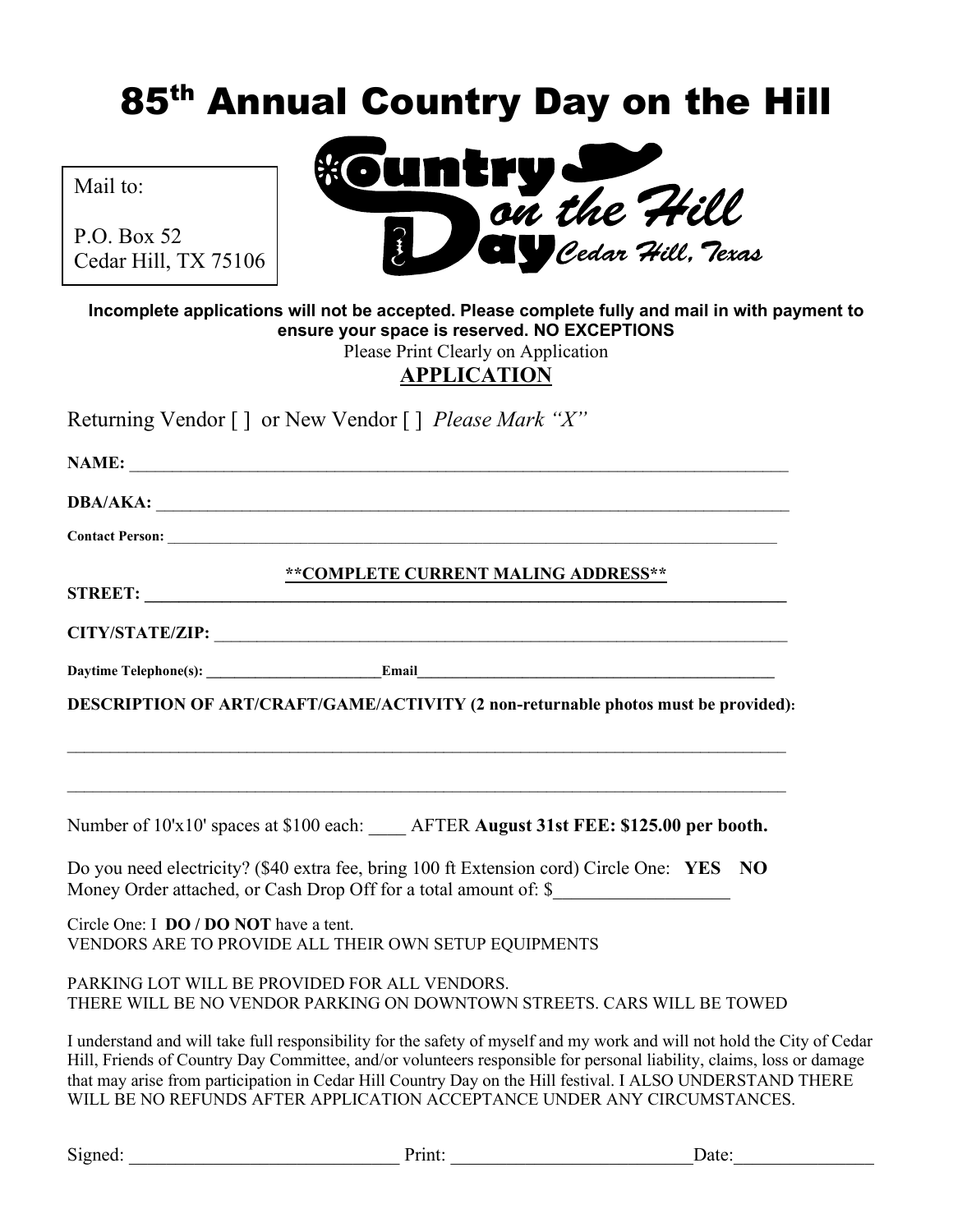# 85th Annual Country Day on the Hill

Mail to:

P.O. Box 52
Cedar Hill, TX 75106

Country Day on the Hill Cedar Hill, Texas

**Incomplete applications will not be accepted. Please complete fully and mail in with payment to ensure your space is reserved. NO EXCEPTIONS**

Please Print Clearly on Application

## APPLICATION

Returning Vendor [ ] or New Vendor [ ] *Please Mark "X"*

**NAME:** ______________________________________________________________________________

**DBA/AKA:** ___________________________________________________________________________

**Contact Person:** ______________________________________________________________________

**\*\*COMPLETE CURRENT MALING ADDRESS\*\***

**STREET:** ____________________________________________________________________________

**CITY/STATE/ZIP:** _____________________________________________________________________

**Daytime Telephone(s):** ________________________ **Email** __________________________________________________

**DESCRIPTION OF ART/CRAFT/GAME/ACTIVITY (2 non-returnable photos must be provided):**

_______________________________________________________________________________________

_______________________________________________________________________________________

Number of 10'x10' spaces at $100 each: ____ AFTER **August 31st FEE: $125.00 per booth.**

Do you need electricity? ($40 extra fee, bring 100 ft Extension cord) Circle One: **YES NO**
Money Order attached, or Cash Drop Off for a total amount of: $___________________

Circle One: I **DO / DO NOT** have a tent.
VENDORS ARE TO PROVIDE ALL THEIR OWN SETUP EQUIPMENTS

PARKING LOT WILL BE PROVIDED FOR ALL VENDORS.
THERE WILL BE NO VENDOR PARKING ON DOWNTOWN STREETS. CARS WILL BE TOWED

I understand and will take full responsibility for the safety of myself and my work and will not hold the City of Cedar Hill, Friends of Country Day Committee, and/or volunteers responsible for personal liability, claims, loss or damage that may arise from participation in Cedar Hill Country Day on the Hill festival. I ALSO UNDERSTAND THERE WILL BE NO REFUNDS AFTER APPLICATION ACCEPTANCE UNDER ANY CIRCUMSTANCES.

Signed: _____________________________ Print: __________________________ Date: _______________